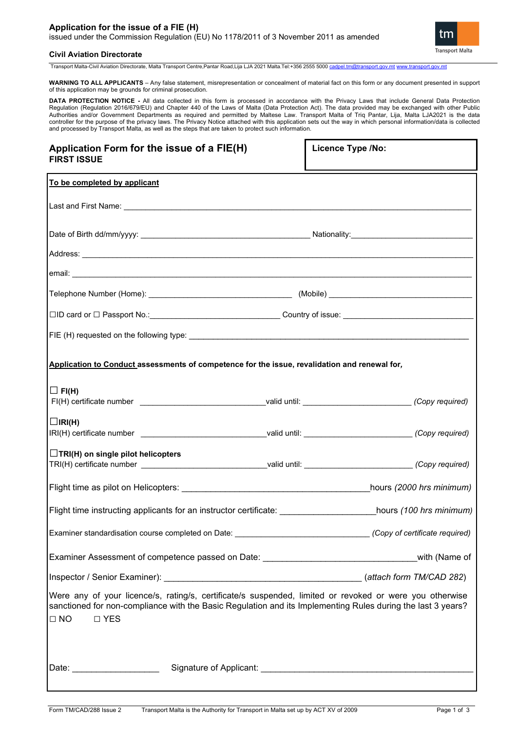**Application for the issue of a FIE (H)**
issued under the Commission Regulation (EU) No 1178/2011 of 3 November 2011 as amended

**Civil Aviation Directorate**

Transport Malta-Civil Aviation Directorate, Malta Transport Centre,Pantar Road,Lija LJA 2021 Malta.Tel:+356 2555 5000 cadpel.tm@transport.gov.mt www.transport.gov.mt

**WARNING TO ALL APPLICANTS** – Any false statement, misrepresentation or concealment of material fact on this form or any document presented in support of this application may be grounds for criminal prosecution.

**DATA PROTECTION NOTICE -** All data collected in this form is processed in accordance with the Privacy Laws that include General Data Protection Regulation (Regulation 2016/679/EU) and Chapter 440 of the Laws of Malta (Data Protection Act). The data provided may be exchanged with other Public Authorities and/or Government Departments as required and permitted by Maltese Law. Transport Malta of Triq Pantar, Lija, Malta LJA2021 is the data controller for the purpose of the privacy laws. The Privacy Notice attached with this application sets out the way in which personal information/data is collected and processed by Transport Malta, as well as the steps that are taken to protect such information.

## Application Form for the issue of a FIE(H)
**FIRST ISSUE**

**Licence Type /No:**

**To be completed by applicant**

Last and First Name: ______________________________

Date of Birth dd/mm/yyyy: ______________________ Nationality: ______________________

Address: ______________________________

email: ______________________________

Telephone Number (Home): ______________________ (Mobile) ______________________

☐ID card or ☐ Passport No.: ______________________ Country of issue: ______________________

FIE (H) requested on the following type: ______________________________

**Application to Conduct assessments of competence for the issue, revalidation and renewal for,**

☐ **FI(H)**
FI(H) certificate number ______________________ valid until: ______________________ *(Copy required)*

☐**IRI(H)**
IRI(H) certificate number ______________________ valid until: ______________________ *(Copy required)*

☐**TRI(H) on single pilot helicopters**
TRI(H) certificate number ______________________ valid until: ______________________ *(Copy required)*

Flight time as pilot on Helicopters: ______________________ hours *(2000 hrs minimum)*

Flight time instructing applicants for an instructor certificate: ______________________ hours *(100 hrs minimum)*

Examiner standardisation course completed on Date: ______________________ *(Copy of certificate required)*

Examiner Assessment of competence passed on Date: ______________________ with (Name of Inspector / Senior Examiner): ______________________ (*attach form TM/CAD 282*)

Were any of your licence/s, rating/s, certificate/s suspended, limited or revoked or were you otherwise sanctioned for non-compliance with the Basic Regulation and its Implementing Rules during the last 3 years?

☐ NO ☐ YES

Date: ______________ Signature of Applicant: ______________________________

Form TM/CAD/288 Issue 2 Transport Malta is the Authority for Transport in Malta set up by ACT XV of 2009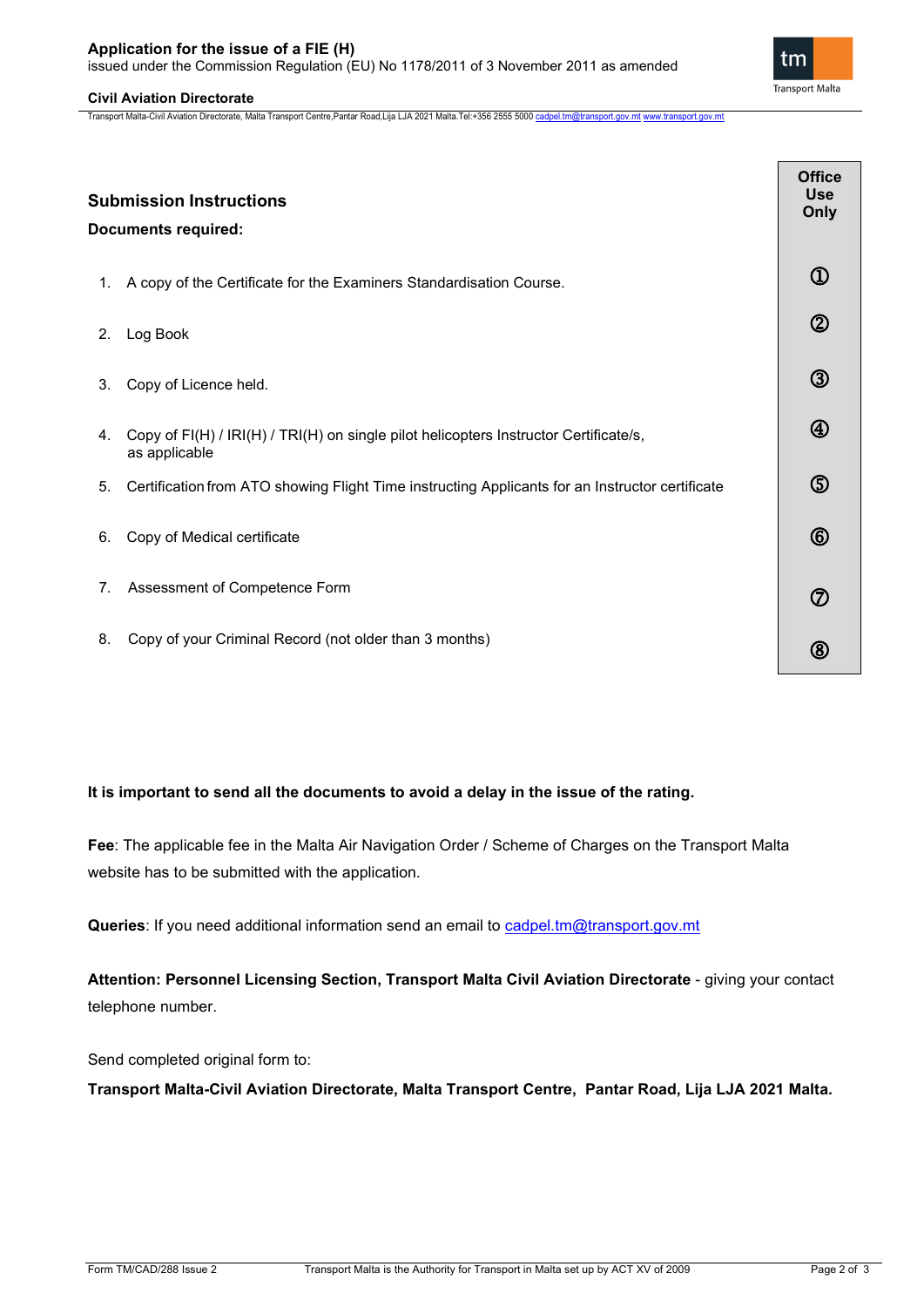## Submission Instructions

**Documents required:**

| | Office Use Only |
|---|---|
| 1. A copy of the Certificate for the Examiners Standardisation Course. | ① |
| 2. Log Book | ② |
| 3. Copy of Licence held. | ③ |
| 4. Copy of FI(H) / IRI(H) / TRI(H) on single pilot helicopters Instructor Certificate/s, as applicable | ④ |
| 5. Certification from ATO showing Flight Time instructing Applicants for an Instructor certificate | ⑤ |
| 6. Copy of Medical certificate | ⑥ |
| 7. Assessment of Competence Form | ⑦ |
| 8. Copy of your Criminal Record (not older than 3 months) | ⑧ |

**It is important to send all the documents to avoid a delay in the issue of the rating.**

**Fee**: The applicable fee in the Malta Air Navigation Order / Scheme of Charges on the Transport Malta website has to be submitted with the application.

**Queries**: If you need additional information send an email to cadpel.tm@transport.gov.mt

**Attention: Personnel Licensing Section, Transport Malta Civil Aviation Directorate** - giving your contact telephone number.

Send completed original form to:

**Transport Malta-Civil Aviation Directorate, Malta Transport Centre, Pantar Road, Lija LJA 2021 Malta.**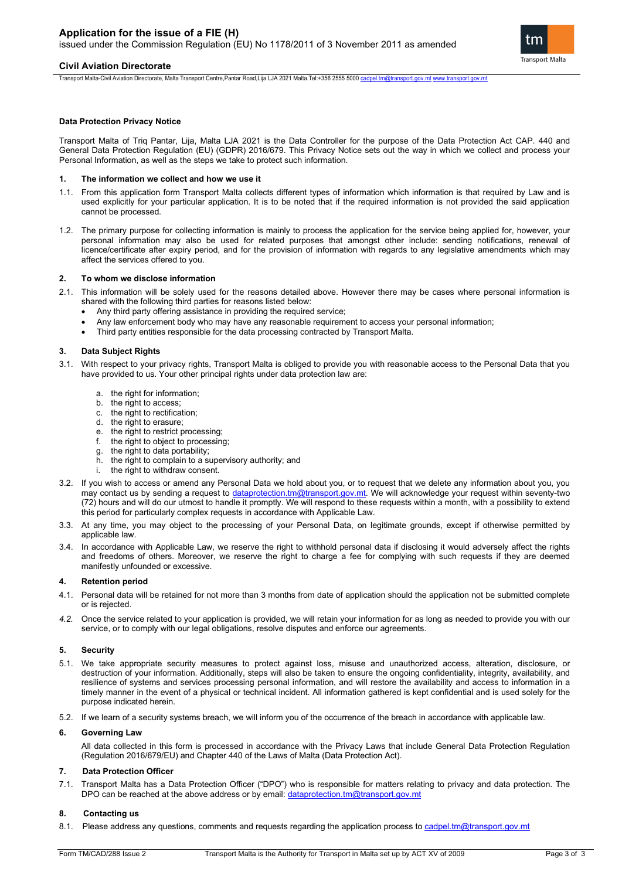**Data Protection Privacy Notice**

Transport Malta of Triq Pantar, Lija, Malta LJA 2021 is the Data Controller for the purpose of the Data Protection Act CAP. 440 and General Data Protection Regulation (EU) (GDPR) 2016/679. This Privacy Notice sets out the way in which we collect and process your Personal Information, as well as the steps we take to protect such information.

**1. The information we collect and how we use it**

1.1. From this application form Transport Malta collects different types of information which information is that required by Law and is used explicitly for your particular application. It is to be noted that if the required information is not provided the said application cannot be processed.

1.2. The primary purpose for collecting information is mainly to process the application for the service being applied for, however, your personal information may also be used for related purposes that amongst other include: sending notifications, renewal of licence/certificate after expiry period, and for the provision of information with regards to any legislative amendments which may affect the services offered to you.

**2. To whom we disclose information**

2.1. This information will be solely used for the reasons detailed above. However there may be cases where personal information is shared with the following third parties for reasons listed below:

- Any third party offering assistance in providing the required service;
- Any law enforcement body who may have any reasonable requirement to access your personal information;
- Third party entities responsible for the data processing contracted by Transport Malta.

**3. Data Subject Rights**

3.1. With respect to your privacy rights, Transport Malta is obliged to provide you with reasonable access to the Personal Data that you have provided to us. Your other principal rights under data protection law are:

a. the right for information;
b. the right to access;
c. the right to rectification;
d. the right to erasure;
e. the right to restrict processing;
f. the right to object to processing;
g. the right to data portability;
h. the right to complain to a supervisory authority; and
i. the right to withdraw consent.

3.2. If you wish to access or amend any Personal Data we hold about you, or to request that we delete any information about you, you may contact us by sending a request to dataprotection.tm@transport.gov.mt. We will acknowledge your request within seventy-two (72) hours and will do our utmost to handle it promptly. We will respond to these requests within a month, with a possibility to extend this period for particularly complex requests in accordance with Applicable Law.

3.3. At any time, you may object to the processing of your Personal Data, on legitimate grounds, except if otherwise permitted by applicable law.

3.4. In accordance with Applicable Law, we reserve the right to withhold personal data if disclosing it would adversely affect the rights and freedoms of others. Moreover, we reserve the right to charge a fee for complying with such requests if they are deemed manifestly unfounded or excessive.

**4. Retention period**

4.1. Personal data will be retained for not more than 3 months from date of application should the application not be submitted complete or is rejected.

*4.2.* Once the service related to your application is provided, we will retain your information for as long as needed to provide you with our service, or to comply with our legal obligations, resolve disputes and enforce our agreements.

**5. Security**

5.1. We take appropriate security measures to protect against loss, misuse and unauthorized access, alteration, disclosure, or destruction of your information. Additionally, steps will also be taken to ensure the ongoing confidentiality, integrity, availability, and resilience of systems and services processing personal information, and will restore the availability and access to information in a timely manner in the event of a physical or technical incident. All information gathered is kept confidential and is used solely for the purpose indicated herein.

5.2. If we learn of a security systems breach, we will inform you of the occurrence of the breach in accordance with applicable law.

**6. Governing Law**

All data collected in this form is processed in accordance with the Privacy Laws that include General Data Protection Regulation (Regulation 2016/679/EU) and Chapter 440 of the Laws of Malta (Data Protection Act).

**7. Data Protection Officer**

7.1. Transport Malta has a Data Protection Officer ("DPO") who is responsible for matters relating to privacy and data protection. The DPO can be reached at the above address or by email: dataprotection.tm@transport.gov.mt

**8. Contacting us**

8.1. Please address any questions, comments and requests regarding the application process to cadpel.tm@transport.gov.mt